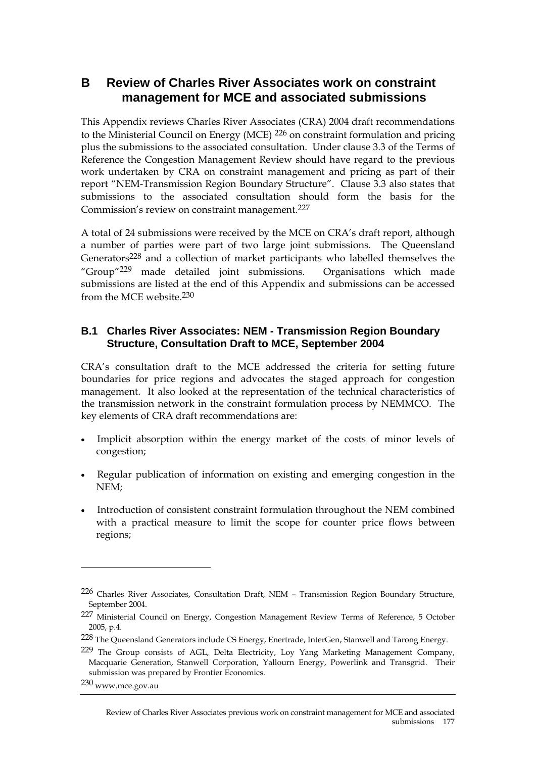# B Review of Charles River Associates work on constraint management for MCE and associated submissions

This Appendix reviews Charles River Associates (CRA) 2004 draft recommendations to the Ministerial Council on Energy (MCE) [226] on constraint formulation and pricing plus the submissions to the associated consultation. Under clause 3.3 of the Terms of Reference the Congestion Management Review should have regard to the previous work undertaken by CRA on constraint management and pricing as part of their report "NEM-Transmission Region Boundary Structure". Clause 3.3 also states that submissions to the associated consultation should form the basis for the Commission's review on constraint management.[227]

A total of 24 submissions were received by the MCE on CRA's draft report, although a number of parties were part of two large joint submissions. The Queensland Generators[228] and a collection of market participants who labelled themselves the "Group"[229] made detailed joint submissions. Organisations which made submissions are listed at the end of this Appendix and submissions can be accessed from the MCE website.[230]

## B.1 Charles River Associates: NEM - Transmission Region Boundary Structure, Consultation Draft to MCE, September 2004

CRA's consultation draft to the MCE addressed the criteria for setting future boundaries for price regions and advocates the staged approach for congestion management. It also looked at the representation of the technical characteristics of the transmission network in the constraint formulation process by NEMMCO. The key elements of CRA draft recommendations are:

- Implicit absorption within the energy market of the costs of minor levels of congestion;
- Regular publication of information on existing and emerging congestion in the NEM;
- Introduction of consistent constraint formulation throughout the NEM combined with a practical measure to limit the scope for counter price flows between regions;

---

[226] Charles River Associates, Consultation Draft, NEM – Transmission Region Boundary Structure, September 2004.

[227] Ministerial Council on Energy, Congestion Management Review Terms of Reference, 5 October 2005, p.4.

[228] The Queensland Generators include CS Energy, Enertrade, InterGen, Stanwell and Tarong Energy.

[229] The Group consists of AGL, Delta Electricity, Loy Yang Marketing Management Company, Macquarie Generation, Stanwell Corporation, Yallourn Energy, Powerlink and Transgrid. Their submission was prepared by Frontier Economics.

[230] www.mce.gov.au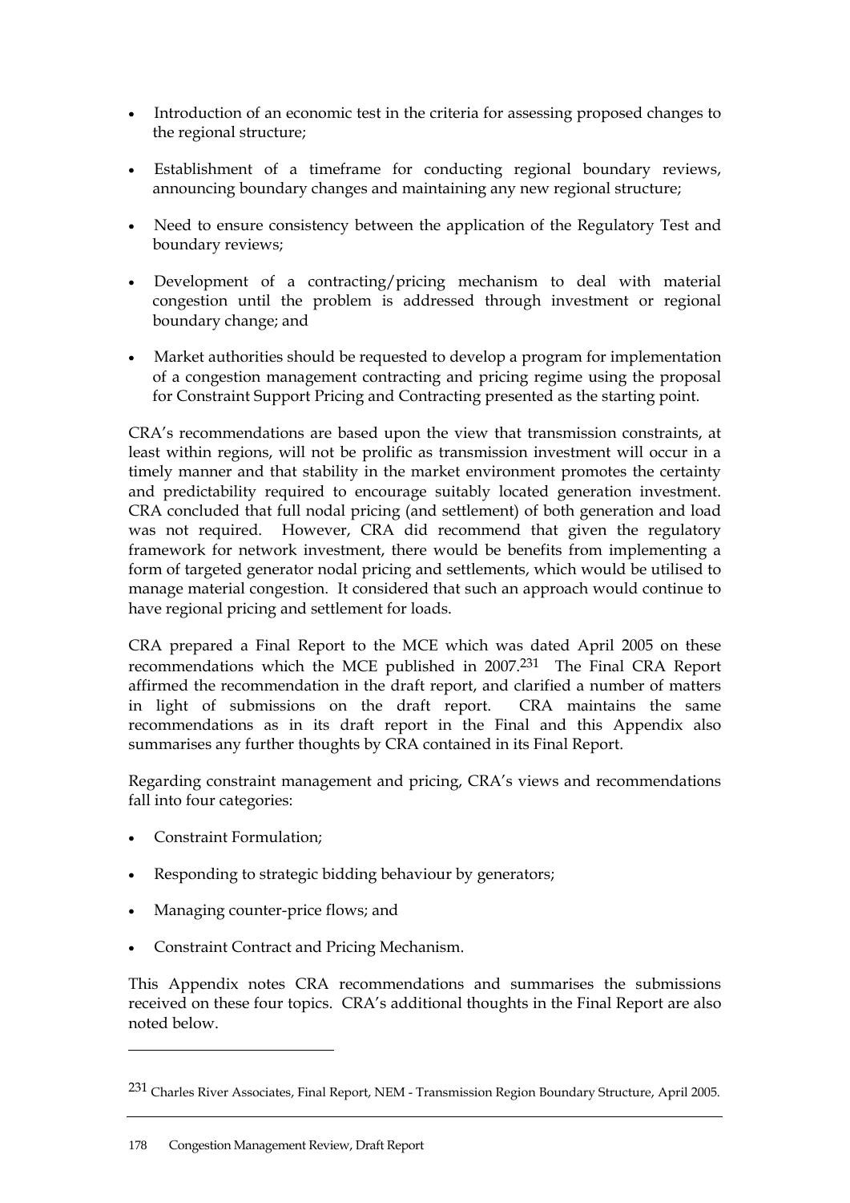- Introduction of an economic test in the criteria for assessing proposed changes to the regional structure;
- Establishment of a timeframe for conducting regional boundary reviews, announcing boundary changes and maintaining any new regional structure;
- Need to ensure consistency between the application of the Regulatory Test and boundary reviews;
- Development of a contracting/pricing mechanism to deal with material congestion until the problem is addressed through investment or regional boundary change; and
- Market authorities should be requested to develop a program for implementation of a congestion management contracting and pricing regime using the proposal for Constraint Support Pricing and Contracting presented as the starting point.

CRA's recommendations are based upon the view that transmission constraints, at least within regions, will not be prolific as transmission investment will occur in a timely manner and that stability in the market environment promotes the certainty and predictability required to encourage suitably located generation investment. CRA concluded that full nodal pricing (and settlement) of both generation and load was not required. However, CRA did recommend that given the regulatory framework for network investment, there would be benefits from implementing a form of targeted generator nodal pricing and settlements, which would be utilised to manage material congestion. It considered that such an approach would continue to have regional pricing and settlement for loads.

CRA prepared a Final Report to the MCE which was dated April 2005 on these recommendations which the MCE published in 2007.[231] The Final CRA Report affirmed the recommendation in the draft report, and clarified a number of matters in light of submissions on the draft report. CRA maintains the same recommendations as in its draft report in the Final and this Appendix also summarises any further thoughts by CRA contained in its Final Report.

Regarding constraint management and pricing, CRA's views and recommendations fall into four categories:

- Constraint Formulation;
- Responding to strategic bidding behaviour by generators;
- Managing counter-price flows; and
- Constraint Contract and Pricing Mechanism.

This Appendix notes CRA recommendations and summarises the submissions received on these four topics. CRA's additional thoughts in the Final Report are also noted below.

[231] Charles River Associates, Final Report, NEM - Transmission Region Boundary Structure, April 2005.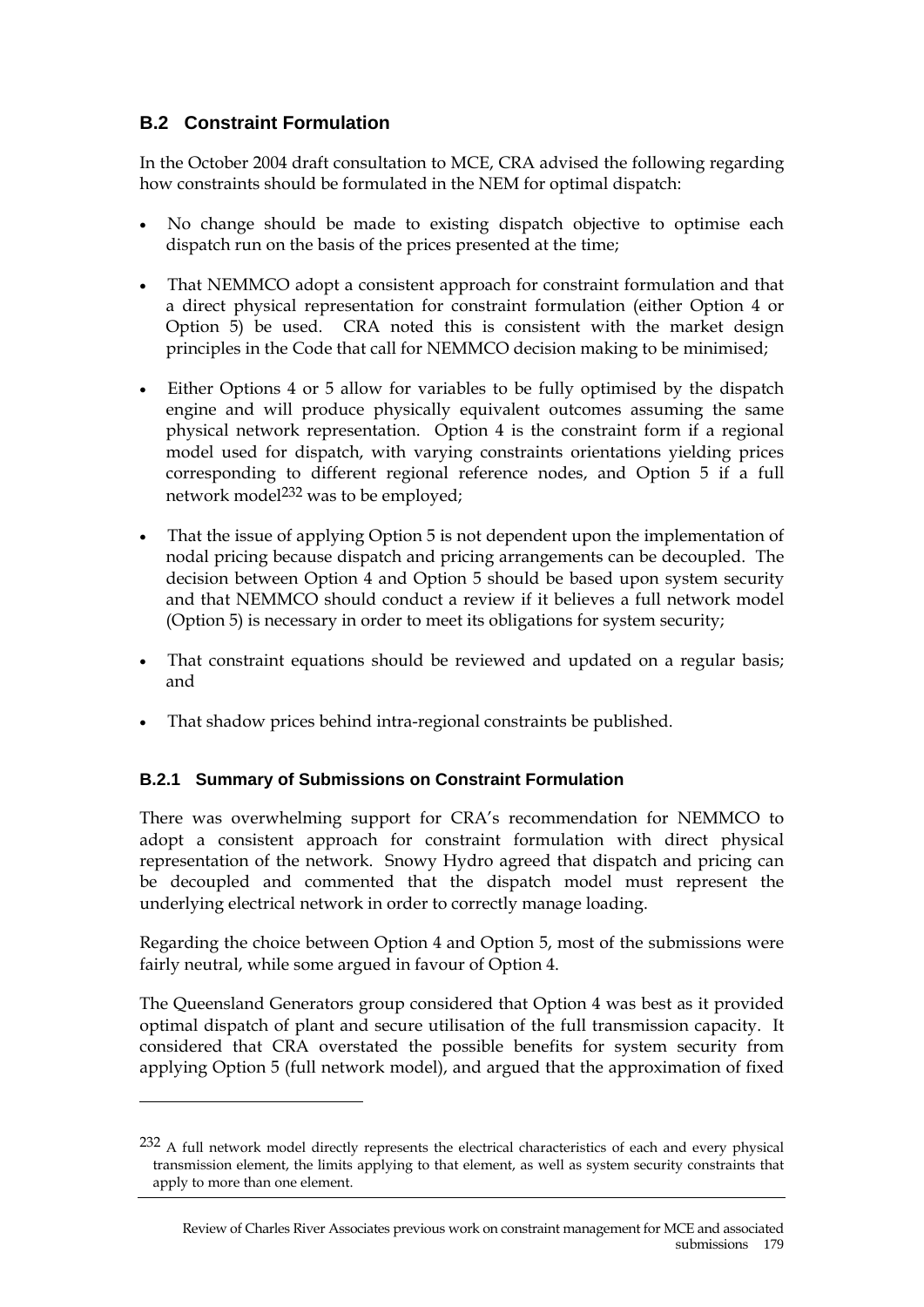## B.2 Constraint Formulation

In the October 2004 draft consultation to MCE, CRA advised the following regarding how constraints should be formulated in the NEM for optimal dispatch:

- No change should be made to existing dispatch objective to optimise each dispatch run on the basis of the prices presented at the time;
- That NEMMCO adopt a consistent approach for constraint formulation and that a direct physical representation for constraint formulation (either Option 4 or Option 5) be used. CRA noted this is consistent with the market design principles in the Code that call for NEMMCO decision making to be minimised;
- Either Options 4 or 5 allow for variables to be fully optimised by the dispatch engine and will produce physically equivalent outcomes assuming the same physical network representation. Option 4 is the constraint form if a regional model used for dispatch, with varying constraints orientations yielding prices corresponding to different regional reference nodes, and Option 5 if a full network model[232] was to be employed;
- That the issue of applying Option 5 is not dependent upon the implementation of nodal pricing because dispatch and pricing arrangements can be decoupled. The decision between Option 4 and Option 5 should be based upon system security and that NEMMCO should conduct a review if it believes a full network model (Option 5) is necessary in order to meet its obligations for system security;
- That constraint equations should be reviewed and updated on a regular basis; and
- That shadow prices behind intra-regional constraints be published.

### B.2.1 Summary of Submissions on Constraint Formulation

There was overwhelming support for CRA's recommendation for NEMMCO to adopt a consistent approach for constraint formulation with direct physical representation of the network. Snowy Hydro agreed that dispatch and pricing can be decoupled and commented that the dispatch model must represent the underlying electrical network in order to correctly manage loading.

Regarding the choice between Option 4 and Option 5, most of the submissions were fairly neutral, while some argued in favour of Option 4.

The Queensland Generators group considered that Option 4 was best as it provided optimal dispatch of plant and secure utilisation of the full transmission capacity. It considered that CRA overstated the possible benefits for system security from applying Option 5 (full network model), and argued that the approximation of fixed

---

[232] A full network model directly represents the electrical characteristics of each and every physical transmission element, the limits applying to that element, as well as system security constraints that apply to more than one element.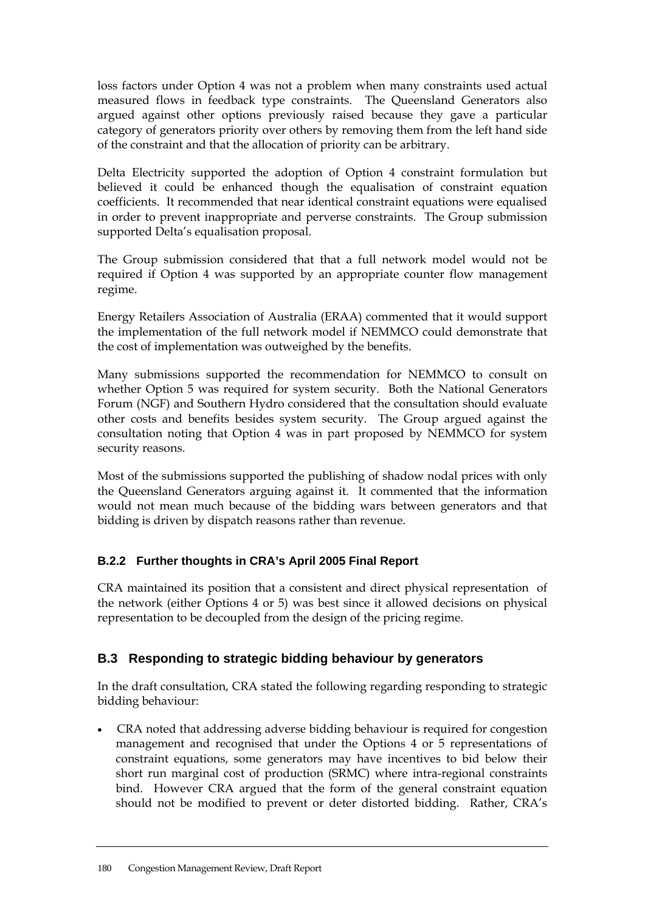loss factors under Option 4 was not a problem when many constraints used actual measured flows in feedback type constraints. The Queensland Generators also argued against other options previously raised because they gave a particular category of generators priority over others by removing them from the left hand side of the constraint and that the allocation of priority can be arbitrary.

Delta Electricity supported the adoption of Option 4 constraint formulation but believed it could be enhanced though the equalisation of constraint equation coefficients. It recommended that near identical constraint equations were equalised in order to prevent inappropriate and perverse constraints. The Group submission supported Delta's equalisation proposal.

The Group submission considered that that a full network model would not be required if Option 4 was supported by an appropriate counter flow management regime.

Energy Retailers Association of Australia (ERAA) commented that it would support the implementation of the full network model if NEMMCO could demonstrate that the cost of implementation was outweighed by the benefits.

Many submissions supported the recommendation for NEMMCO to consult on whether Option 5 was required for system security. Both the National Generators Forum (NGF) and Southern Hydro considered that the consultation should evaluate other costs and benefits besides system security. The Group argued against the consultation noting that Option 4 was in part proposed by NEMMCO for system security reasons.

Most of the submissions supported the publishing of shadow nodal prices with only the Queensland Generators arguing against it. It commented that the information would not mean much because of the bidding wars between generators and that bidding is driven by dispatch reasons rather than revenue.

### B.2.2 Further thoughts in CRA's April 2005 Final Report

CRA maintained its position that a consistent and direct physical representation of the network (either Options 4 or 5) was best since it allowed decisions on physical representation to be decoupled from the design of the pricing regime.

## B.3 Responding to strategic bidding behaviour by generators

In the draft consultation, CRA stated the following regarding responding to strategic bidding behaviour:

- CRA noted that addressing adverse bidding behaviour is required for congestion management and recognised that under the Options 4 or 5 representations of constraint equations, some generators may have incentives to bid below their short run marginal cost of production (SRMC) where intra-regional constraints bind. However CRA argued that the form of the general constraint equation should not be modified to prevent or deter distorted bidding. Rather, CRA's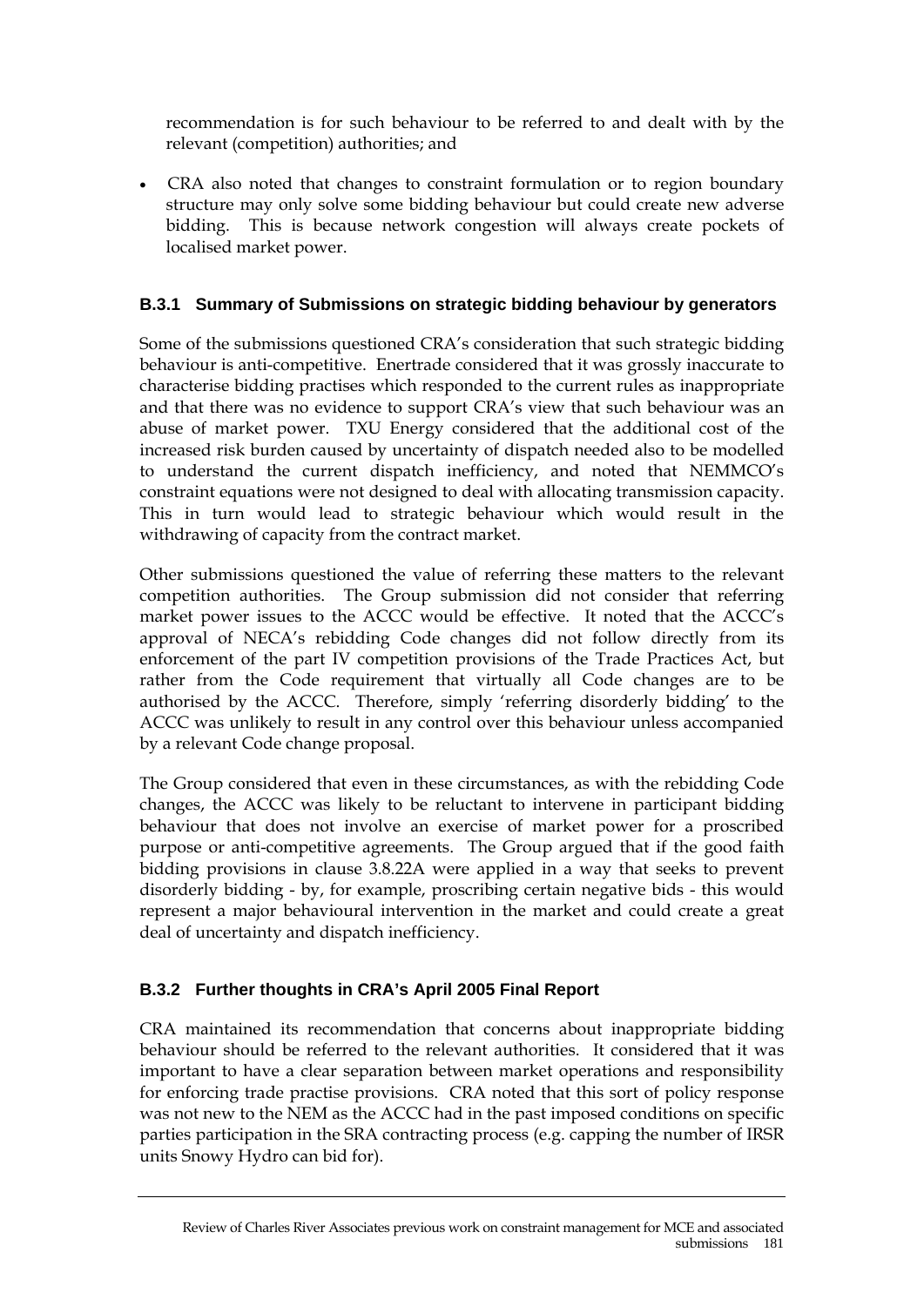recommendation is for such behaviour to be referred to and dealt with by the relevant (competition) authorities; and

- CRA also noted that changes to constraint formulation or to region boundary structure may only solve some bidding behaviour but could create new adverse bidding. This is because network congestion will always create pockets of localised market power.

### B.3.1 Summary of Submissions on strategic bidding behaviour by generators

Some of the submissions questioned CRA's consideration that such strategic bidding behaviour is anti-competitive. Enertrade considered that it was grossly inaccurate to characterise bidding practises which responded to the current rules as inappropriate and that there was no evidence to support CRA's view that such behaviour was an abuse of market power. TXU Energy considered that the additional cost of the increased risk burden caused by uncertainty of dispatch needed also to be modelled to understand the current dispatch inefficiency, and noted that NEMMCO's constraint equations were not designed to deal with allocating transmission capacity. This in turn would lead to strategic behaviour which would result in the withdrawing of capacity from the contract market.

Other submissions questioned the value of referring these matters to the relevant competition authorities. The Group submission did not consider that referring market power issues to the ACCC would be effective. It noted that the ACCC's approval of NECA's rebidding Code changes did not follow directly from its enforcement of the part IV competition provisions of the Trade Practices Act, but rather from the Code requirement that virtually all Code changes are to be authorised by the ACCC. Therefore, simply 'referring disorderly bidding' to the ACCC was unlikely to result in any control over this behaviour unless accompanied by a relevant Code change proposal.

The Group considered that even in these circumstances, as with the rebidding Code changes, the ACCC was likely to be reluctant to intervene in participant bidding behaviour that does not involve an exercise of market power for a proscribed purpose or anti-competitive agreements. The Group argued that if the good faith bidding provisions in clause 3.8.22A were applied in a way that seeks to prevent disorderly bidding - by, for example, proscribing certain negative bids - this would represent a major behavioural intervention in the market and could create a great deal of uncertainty and dispatch inefficiency.

### B.3.2 Further thoughts in CRA's April 2005 Final Report

CRA maintained its recommendation that concerns about inappropriate bidding behaviour should be referred to the relevant authorities. It considered that it was important to have a clear separation between market operations and responsibility for enforcing trade practise provisions. CRA noted that this sort of policy response was not new to the NEM as the ACCC had in the past imposed conditions on specific parties participation in the SRA contracting process (e.g. capping the number of IRSR units Snowy Hydro can bid for).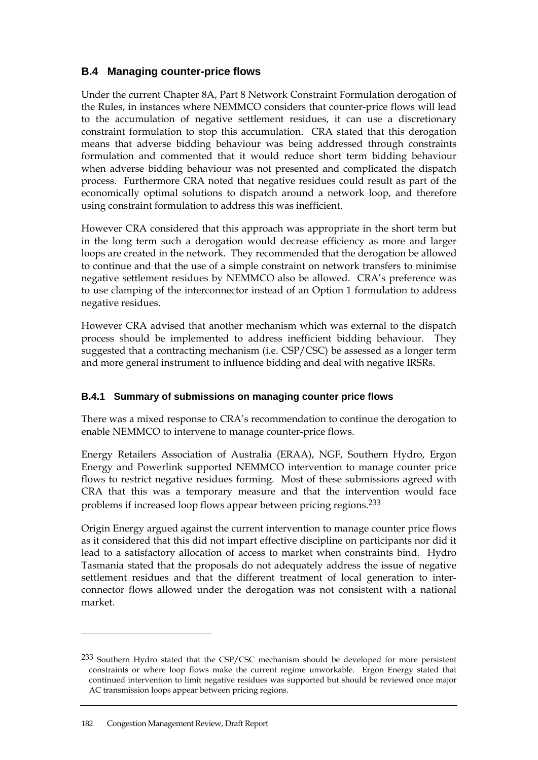## B.4 Managing counter-price flows

Under the current Chapter 8A, Part 8 Network Constraint Formulation derogation of the Rules, in instances where NEMMCO considers that counter-price flows will lead to the accumulation of negative settlement residues, it can use a discretionary constraint formulation to stop this accumulation. CRA stated that this derogation means that adverse bidding behaviour was being addressed through constraints formulation and commented that it would reduce short term bidding behaviour when adverse bidding behaviour was not presented and complicated the dispatch process. Furthermore CRA noted that negative residues could result as part of the economically optimal solutions to dispatch around a network loop, and therefore using constraint formulation to address this was inefficient.

However CRA considered that this approach was appropriate in the short term but in the long term such a derogation would decrease efficiency as more and larger loops are created in the network. They recommended that the derogation be allowed to continue and that the use of a simple constraint on network transfers to minimise negative settlement residues by NEMMCO also be allowed. CRA's preference was to use clamping of the interconnector instead of an Option 1 formulation to address negative residues.

However CRA advised that another mechanism which was external to the dispatch process should be implemented to address inefficient bidding behaviour. They suggested that a contracting mechanism (i.e. CSP/CSC) be assessed as a longer term and more general instrument to influence bidding and deal with negative IRSRs.

### B.4.1 Summary of submissions on managing counter price flows

There was a mixed response to CRA's recommendation to continue the derogation to enable NEMMCO to intervene to manage counter-price flows.

Energy Retailers Association of Australia (ERAA), NGF, Southern Hydro, Ergon Energy and Powerlink supported NEMMCO intervention to manage counter price flows to restrict negative residues forming. Most of these submissions agreed with CRA that this was a temporary measure and that the intervention would face problems if increased loop flows appear between pricing regions.[233]

Origin Energy argued against the current intervention to manage counter price flows as it considered that this did not impart effective discipline on participants nor did it lead to a satisfactory allocation of access to market when constraints bind. Hydro Tasmania stated that the proposals do not adequately address the issue of negative settlement residues and that the different treatment of local generation to inter-connector flows allowed under the derogation was not consistent with a national market.

---

[233] Southern Hydro stated that the CSP/CSC mechanism should be developed for more persistent constraints or where loop flows make the current regime unworkable. Ergon Energy stated that continued intervention to limit negative residues was supported but should be reviewed once major AC transmission loops appear between pricing regions.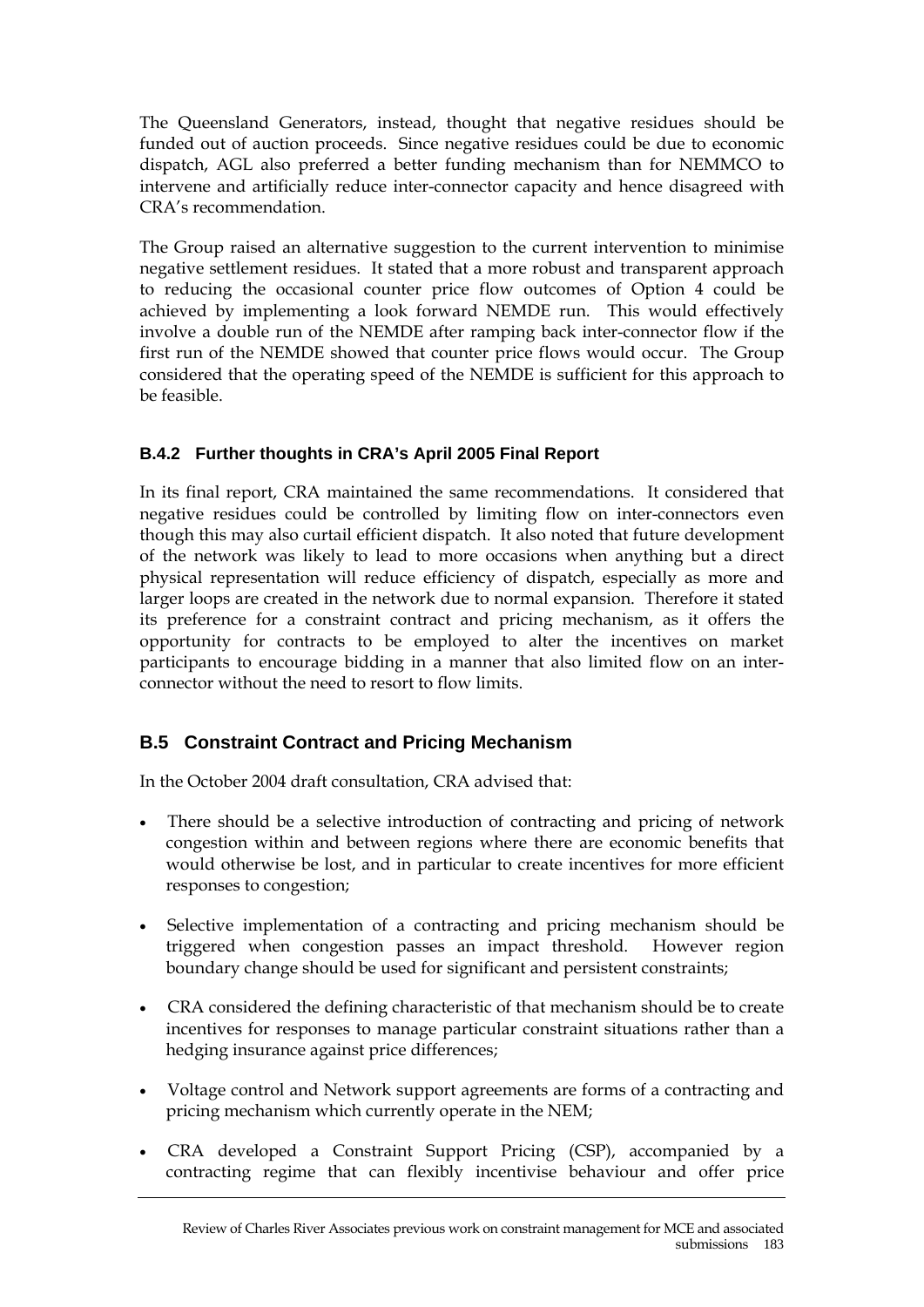The Queensland Generators, instead, thought that negative residues should be funded out of auction proceeds. Since negative residues could be due to economic dispatch, AGL also preferred a better funding mechanism than for NEMMCO to intervene and artificially reduce inter-connector capacity and hence disagreed with CRA's recommendation.

The Group raised an alternative suggestion to the current intervention to minimise negative settlement residues. It stated that a more robust and transparent approach to reducing the occasional counter price flow outcomes of Option 4 could be achieved by implementing a look forward NEMDE run. This would effectively involve a double run of the NEMDE after ramping back inter-connector flow if the first run of the NEMDE showed that counter price flows would occur. The Group considered that the operating speed of the NEMDE is sufficient for this approach to be feasible.

### B.4.2 Further thoughts in CRA's April 2005 Final Report

In its final report, CRA maintained the same recommendations. It considered that negative residues could be controlled by limiting flow on inter-connectors even though this may also curtail efficient dispatch. It also noted that future development of the network was likely to lead to more occasions when anything but a direct physical representation will reduce efficiency of dispatch, especially as more and larger loops are created in the network due to normal expansion. Therefore it stated its preference for a constraint contract and pricing mechanism, as it offers the opportunity for contracts to be employed to alter the incentives on market participants to encourage bidding in a manner that also limited flow on an inter-connector without the need to resort to flow limits.

## B.5 Constraint Contract and Pricing Mechanism

In the October 2004 draft consultation, CRA advised that:

- There should be a selective introduction of contracting and pricing of network congestion within and between regions where there are economic benefits that would otherwise be lost, and in particular to create incentives for more efficient responses to congestion;
- Selective implementation of a contracting and pricing mechanism should be triggered when congestion passes an impact threshold. However region boundary change should be used for significant and persistent constraints;
- CRA considered the defining characteristic of that mechanism should be to create incentives for responses to manage particular constraint situations rather than a hedging insurance against price differences;
- Voltage control and Network support agreements are forms of a contracting and pricing mechanism which currently operate in the NEM;
- CRA developed a Constraint Support Pricing (CSP), accompanied by a contracting regime that can flexibly incentivise behaviour and offer price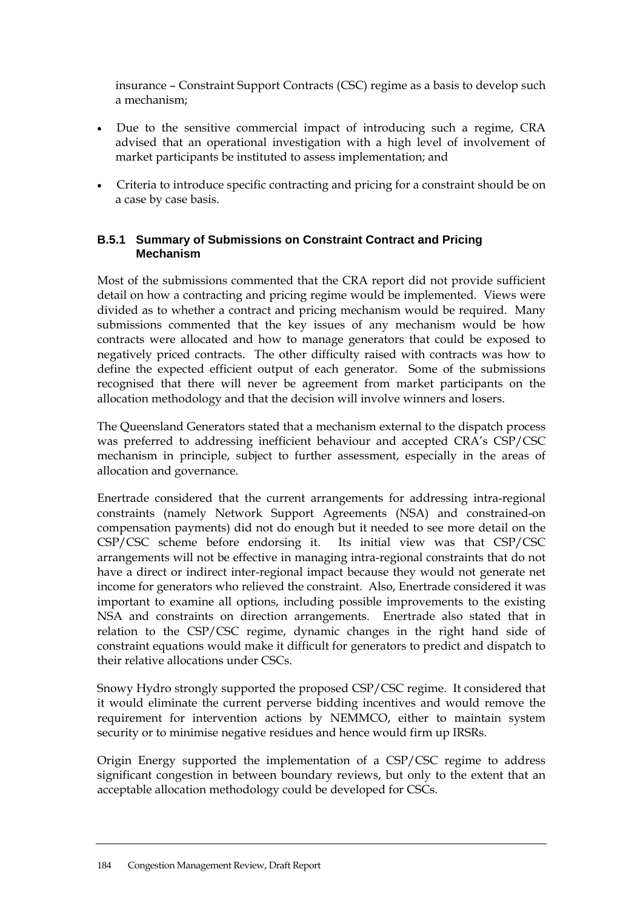insurance – Constraint Support Contracts (CSC) regime as a basis to develop such a mechanism;

- Due to the sensitive commercial impact of introducing such a regime, CRA advised that an operational investigation with a high level of involvement of market participants be instituted to assess implementation; and
- Criteria to introduce specific contracting and pricing for a constraint should be on a case by case basis.

### B.5.1 Summary of Submissions on Constraint Contract and Pricing Mechanism

Most of the submissions commented that the CRA report did not provide sufficient detail on how a contracting and pricing regime would be implemented. Views were divided as to whether a contract and pricing mechanism would be required. Many submissions commented that the key issues of any mechanism would be how contracts were allocated and how to manage generators that could be exposed to negatively priced contracts. The other difficulty raised with contracts was how to define the expected efficient output of each generator. Some of the submissions recognised that there will never be agreement from market participants on the allocation methodology and that the decision will involve winners and losers.

The Queensland Generators stated that a mechanism external to the dispatch process was preferred to addressing inefficient behaviour and accepted CRA's CSP/CSC mechanism in principle, subject to further assessment, especially in the areas of allocation and governance.

Enertrade considered that the current arrangements for addressing intra-regional constraints (namely Network Support Agreements (NSA) and constrained-on compensation payments) did not do enough but it needed to see more detail on the CSP/CSC scheme before endorsing it. Its initial view was that CSP/CSC arrangements will not be effective in managing intra-regional constraints that do not have a direct or indirect inter-regional impact because they would not generate net income for generators who relieved the constraint. Also, Enertrade considered it was important to examine all options, including possible improvements to the existing NSA and constraints on direction arrangements. Enertrade also stated that in relation to the CSP/CSC regime, dynamic changes in the right hand side of constraint equations would make it difficult for generators to predict and dispatch to their relative allocations under CSCs.

Snowy Hydro strongly supported the proposed CSP/CSC regime. It considered that it would eliminate the current perverse bidding incentives and would remove the requirement for intervention actions by NEMMCO, either to maintain system security or to minimise negative residues and hence would firm up IRSRs.

Origin Energy supported the implementation of a CSP/CSC regime to address significant congestion in between boundary reviews, but only to the extent that an acceptable allocation methodology could be developed for CSCs.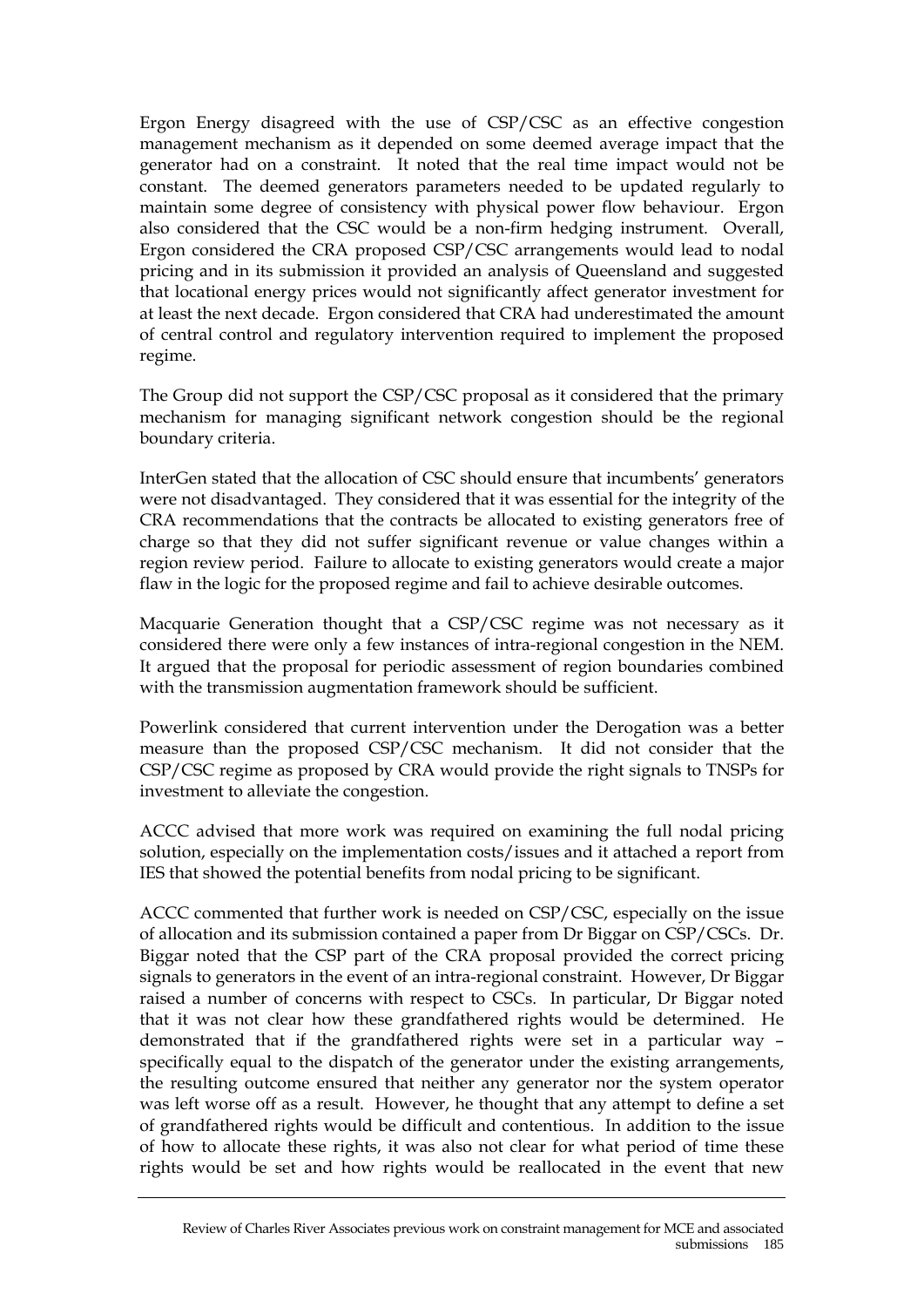Ergon Energy disagreed with the use of CSP/CSC as an effective congestion management mechanism as it depended on some deemed average impact that the generator had on a constraint. It noted that the real time impact would not be constant. The deemed generators parameters needed to be updated regularly to maintain some degree of consistency with physical power flow behaviour. Ergon also considered that the CSC would be a non-firm hedging instrument. Overall, Ergon considered the CRA proposed CSP/CSC arrangements would lead to nodal pricing and in its submission it provided an analysis of Queensland and suggested that locational energy prices would not significantly affect generator investment for at least the next decade. Ergon considered that CRA had underestimated the amount of central control and regulatory intervention required to implement the proposed regime.

The Group did not support the CSP/CSC proposal as it considered that the primary mechanism for managing significant network congestion should be the regional boundary criteria.

InterGen stated that the allocation of CSC should ensure that incumbents' generators were not disadvantaged. They considered that it was essential for the integrity of the CRA recommendations that the contracts be allocated to existing generators free of charge so that they did not suffer significant revenue or value changes within a region review period. Failure to allocate to existing generators would create a major flaw in the logic for the proposed regime and fail to achieve desirable outcomes.

Macquarie Generation thought that a CSP/CSC regime was not necessary as it considered there were only a few instances of intra-regional congestion in the NEM. It argued that the proposal for periodic assessment of region boundaries combined with the transmission augmentation framework should be sufficient.

Powerlink considered that current intervention under the Derogation was a better measure than the proposed CSP/CSC mechanism. It did not consider that the CSP/CSC regime as proposed by CRA would provide the right signals to TNSPs for investment to alleviate the congestion.

ACCC advised that more work was required on examining the full nodal pricing solution, especially on the implementation costs/issues and it attached a report from IES that showed the potential benefits from nodal pricing to be significant.

ACCC commented that further work is needed on CSP/CSC, especially on the issue of allocation and its submission contained a paper from Dr Biggar on CSP/CSCs. Dr. Biggar noted that the CSP part of the CRA proposal provided the correct pricing signals to generators in the event of an intra-regional constraint. However, Dr Biggar raised a number of concerns with respect to CSCs. In particular, Dr Biggar noted that it was not clear how these grandfathered rights would be determined. He demonstrated that if the grandfathered rights were set in a particular way – specifically equal to the dispatch of the generator under the existing arrangements, the resulting outcome ensured that neither any generator nor the system operator was left worse off as a result. However, he thought that any attempt to define a set of grandfathered rights would be difficult and contentious. In addition to the issue of how to allocate these rights, it was also not clear for what period of time these rights would be set and how rights would be reallocated in the event that new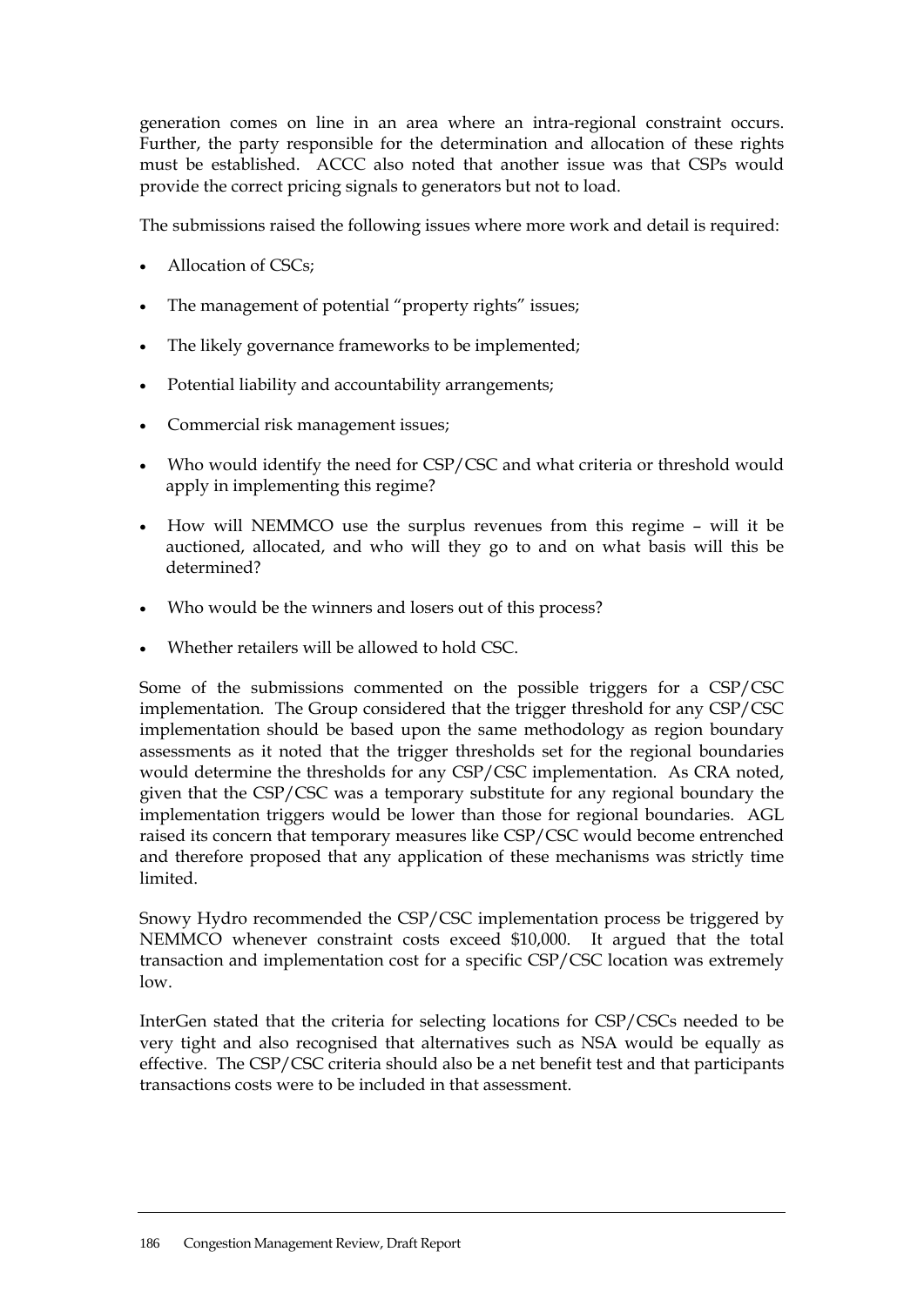generation comes on line in an area where an intra-regional constraint occurs. Further, the party responsible for the determination and allocation of these rights must be established. ACCC also noted that another issue was that CSPs would provide the correct pricing signals to generators but not to load.

The submissions raised the following issues where more work and detail is required:

- Allocation of CSCs;
- The management of potential "property rights" issues;
- The likely governance frameworks to be implemented;
- Potential liability and accountability arrangements;
- Commercial risk management issues;
- Who would identify the need for CSP/CSC and what criteria or threshold would apply in implementing this regime?
- How will NEMMCO use the surplus revenues from this regime – will it be auctioned, allocated, and who will they go to and on what basis will this be determined?
- Who would be the winners and losers out of this process?
- Whether retailers will be allowed to hold CSC.

Some of the submissions commented on the possible triggers for a CSP/CSC implementation. The Group considered that the trigger threshold for any CSP/CSC implementation should be based upon the same methodology as region boundary assessments as it noted that the trigger thresholds set for the regional boundaries would determine the thresholds for any CSP/CSC implementation. As CRA noted, given that the CSP/CSC was a temporary substitute for any regional boundary the implementation triggers would be lower than those for regional boundaries. AGL raised its concern that temporary measures like CSP/CSC would become entrenched and therefore proposed that any application of these mechanisms was strictly time limited.

Snowy Hydro recommended the CSP/CSC implementation process be triggered by NEMMCO whenever constraint costs exceed $10,000. It argued that the total transaction and implementation cost for a specific CSP/CSC location was extremely low.

InterGen stated that the criteria for selecting locations for CSP/CSCs needed to be very tight and also recognised that alternatives such as NSA would be equally as effective. The CSP/CSC criteria should also be a net benefit test and that participants transactions costs were to be included in that assessment.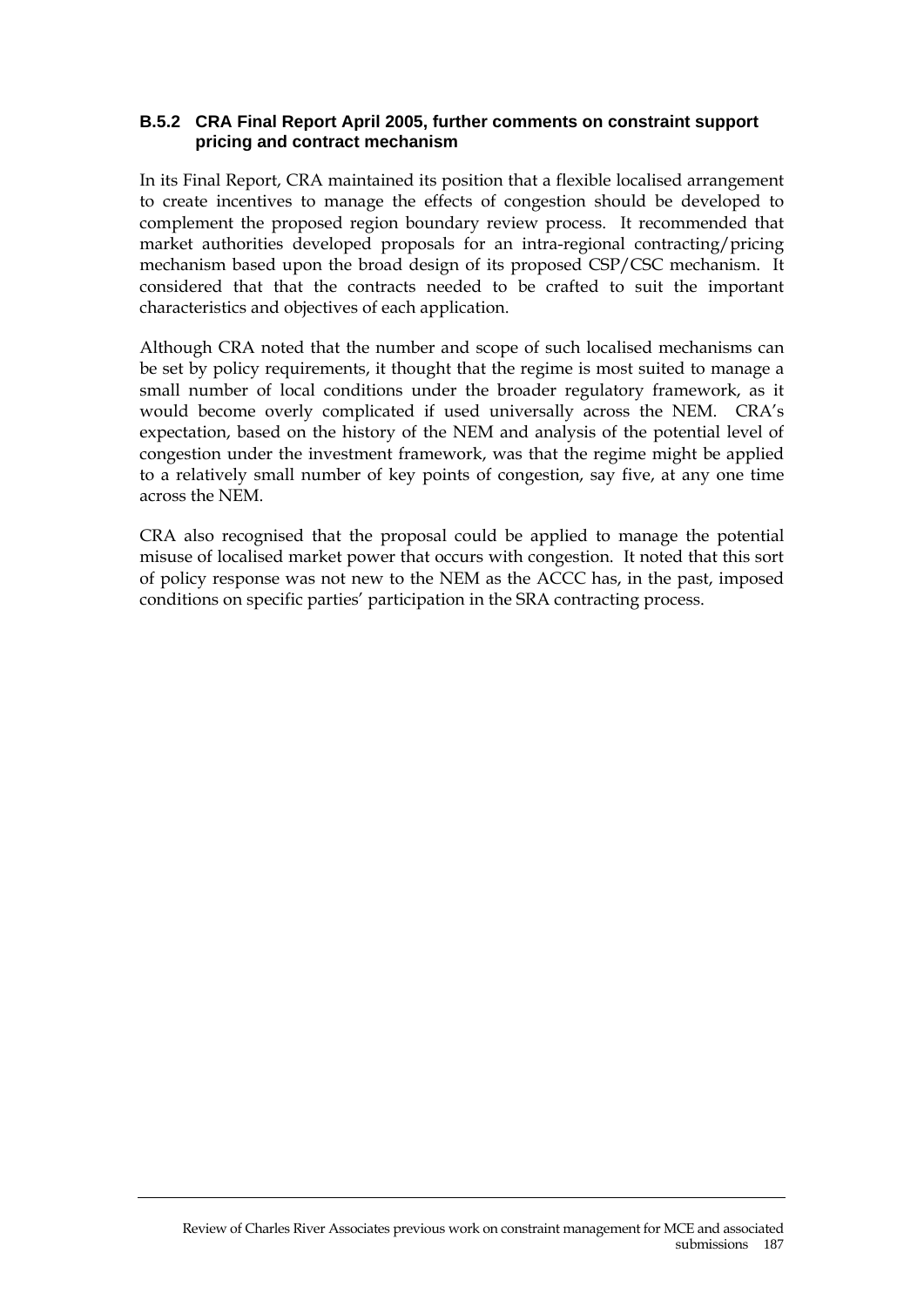### B.5.2 CRA Final Report April 2005, further comments on constraint support pricing and contract mechanism

In its Final Report, CRA maintained its position that a flexible localised arrangement to create incentives to manage the effects of congestion should be developed to complement the proposed region boundary review process. It recommended that market authorities developed proposals for an intra-regional contracting/pricing mechanism based upon the broad design of its proposed CSP/CSC mechanism. It considered that that the contracts needed to be crafted to suit the important characteristics and objectives of each application.

Although CRA noted that the number and scope of such localised mechanisms can be set by policy requirements, it thought that the regime is most suited to manage a small number of local conditions under the broader regulatory framework, as it would become overly complicated if used universally across the NEM. CRA's expectation, based on the history of the NEM and analysis of the potential level of congestion under the investment framework, was that the regime might be applied to a relatively small number of key points of congestion, say five, at any one time across the NEM.

CRA also recognised that the proposal could be applied to manage the potential misuse of localised market power that occurs with congestion. It noted that this sort of policy response was not new to the NEM as the ACCC has, in the past, imposed conditions on specific parties' participation in the SRA contracting process.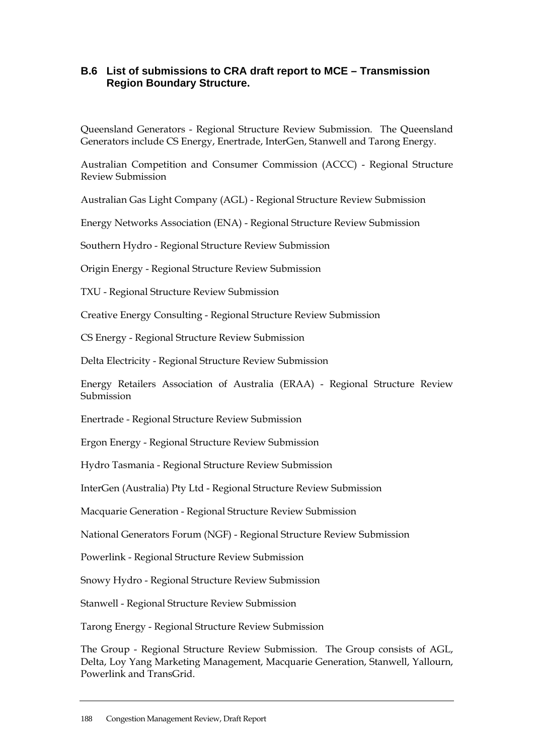## B.6 List of submissions to CRA draft report to MCE – Transmission Region Boundary Structure.

Queensland Generators - Regional Structure Review Submission. The Queensland Generators include CS Energy, Enertrade, InterGen, Stanwell and Tarong Energy.

Australian Competition and Consumer Commission (ACCC) - Regional Structure Review Submission

Australian Gas Light Company (AGL) - Regional Structure Review Submission

Energy Networks Association (ENA) - Regional Structure Review Submission

Southern Hydro - Regional Structure Review Submission

Origin Energy - Regional Structure Review Submission

TXU - Regional Structure Review Submission

Creative Energy Consulting - Regional Structure Review Submission

CS Energy - Regional Structure Review Submission

Delta Electricity - Regional Structure Review Submission

Energy Retailers Association of Australia (ERAA) - Regional Structure Review Submission

Enertrade - Regional Structure Review Submission

Ergon Energy - Regional Structure Review Submission

Hydro Tasmania - Regional Structure Review Submission

InterGen (Australia) Pty Ltd - Regional Structure Review Submission

Macquarie Generation - Regional Structure Review Submission

National Generators Forum (NGF) - Regional Structure Review Submission

Powerlink - Regional Structure Review Submission

Snowy Hydro - Regional Structure Review Submission

Stanwell - Regional Structure Review Submission

Tarong Energy - Regional Structure Review Submission

The Group - Regional Structure Review Submission. The Group consists of AGL, Delta, Loy Yang Marketing Management, Macquarie Generation, Stanwell, Yallourn, Powerlink and TransGrid.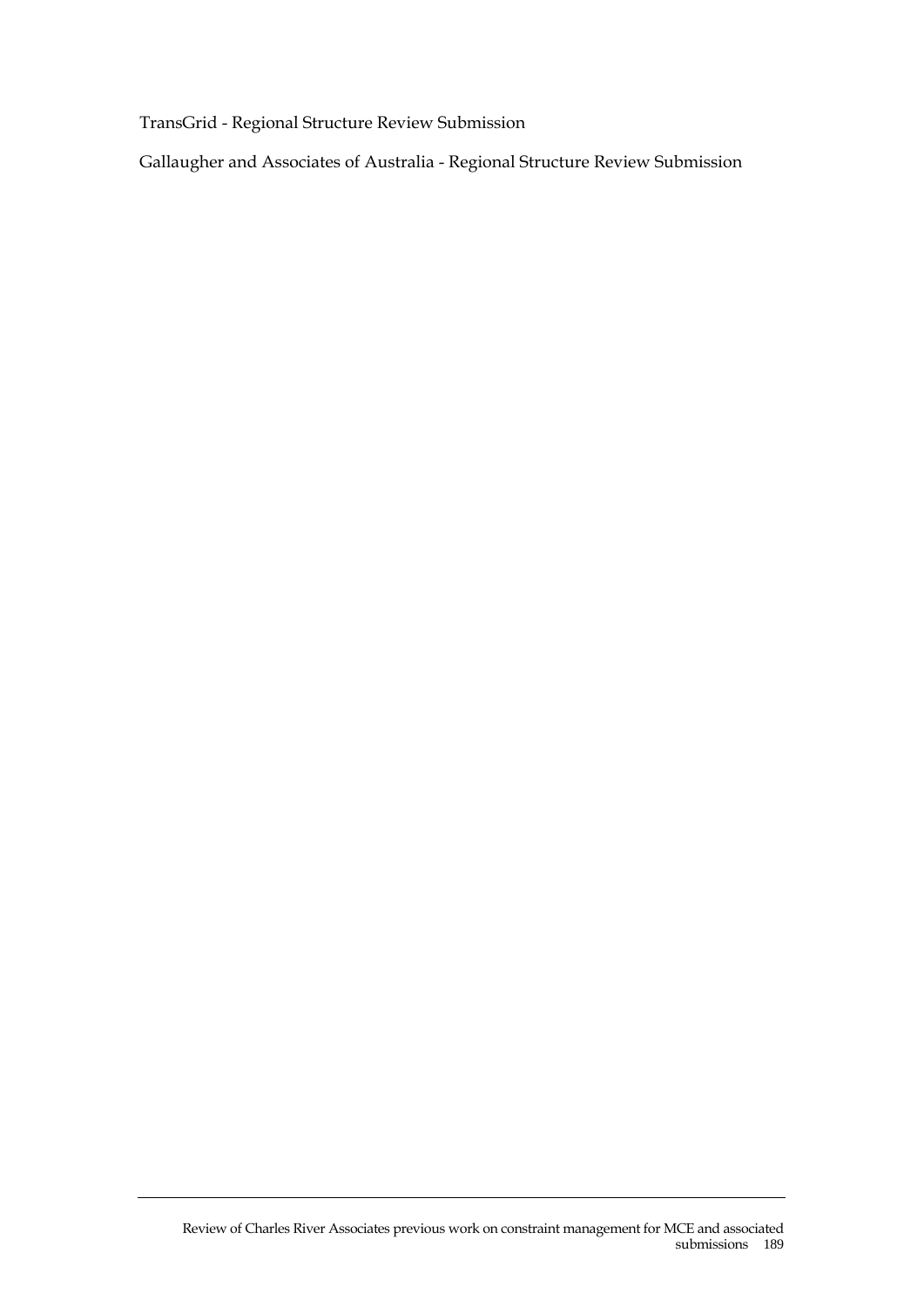TransGrid - Regional Structure Review Submission

Gallaugher and Associates of Australia - Regional Structure Review Submission